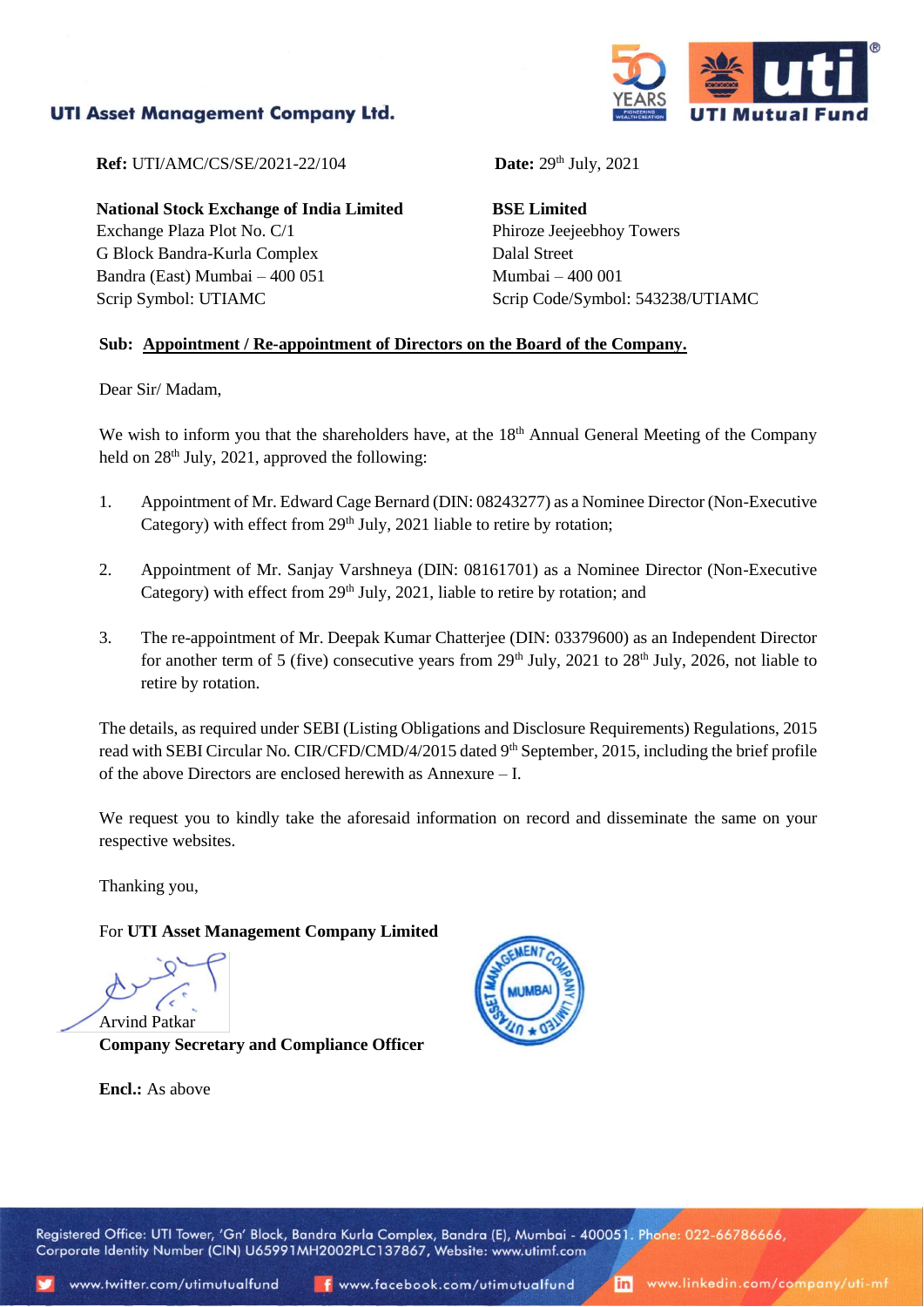**UTI Asset Management Company Ltd.**

**Ref:** UTI/AMC/CS/SE/2021-22/104

**Date:** 29th July, 2021

**National Stock Exchange of India Limited**
Exchange Plaza Plot No. C/1
G Block Bandra-Kurla Complex
Bandra (East) Mumbai – 400 051
Scrip Symbol: UTIAMC

**BSE Limited**
Phiroze Jeejeebhoy Towers
Dalal Street
Mumbai – 400 001
Scrip Code/Symbol: 543238/UTIAMC

**Sub: Appointment / Re-appointment of Directors on the Board of the Company.**

Dear Sir/ Madam,

We wish to inform you that the shareholders have, at the 18th Annual General Meeting of the Company held on 28th July, 2021, approved the following:

1. Appointment of Mr. Edward Cage Bernard (DIN: 08243277) as a Nominee Director (Non-Executive Category) with effect from 29th July, 2021 liable to retire by rotation;

2. Appointment of Mr. Sanjay Varshneya (DIN: 08161701) as a Nominee Director (Non-Executive Category) with effect from 29th July, 2021, liable to retire by rotation; and

3. The re-appointment of Mr. Deepak Kumar Chatterjee (DIN: 03379600) as an Independent Director for another term of 5 (five) consecutive years from 29th July, 2021 to 28th July, 2026, not liable to retire by rotation.

The details, as required under SEBI (Listing Obligations and Disclosure Requirements) Regulations, 2015 read with SEBI Circular No. CIR/CFD/CMD/4/2015 dated 9th September, 2015, including the brief profile of the above Directors are enclosed herewith as Annexure – I.

We request you to kindly take the aforesaid information on record and disseminate the same on your respective websites.

Thanking you,

For **UTI Asset Management Company Limited**

Arvind Patkar
**Company Secretary and Compliance Officer**

**Encl.:** As above

Registered Office: UTI Tower, 'Gn' Block, Bandra Kurla Complex, Bandra (E), Mumbai - 400051. Phone: 022-66786666,
Corporate Identity Number (CIN) U65991MH2002PLC137867, Website: www.utimf.com

www.twitter.com/utimutualfund www.facebook.com/utimutualfund www.linkedin.com/company/uti-mf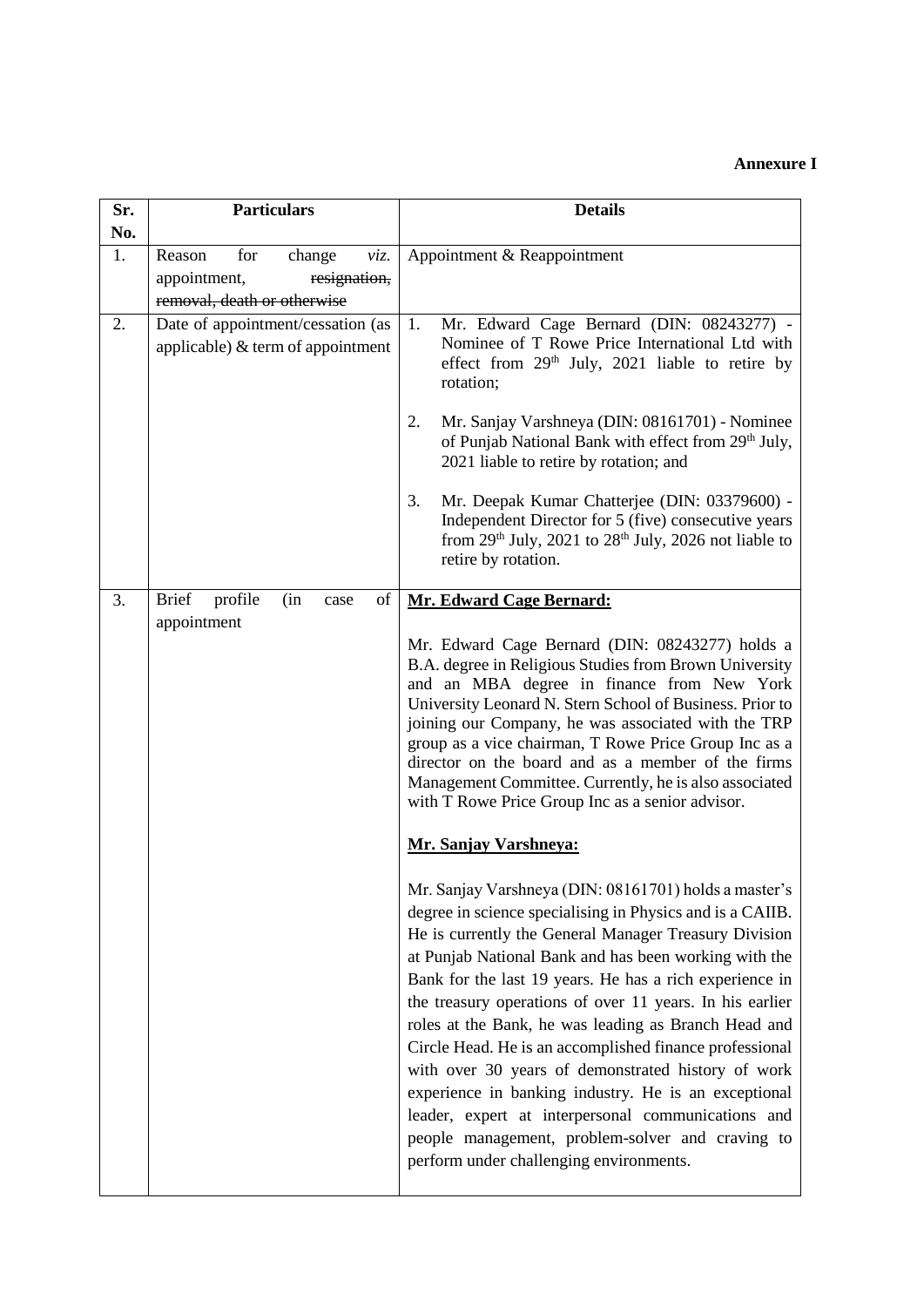**Annexure I**

| Sr. No. | Particulars | Details |
|---|---|---|
| 1. | Reason for change *viz.* appointment, ~~resignation, removal, death or otherwise~~ | Appointment & Reappointment |
| 2. | Date of appointment/cessation (as applicable) & term of appointment | 1. Mr. Edward Cage Bernard (DIN: 08243277) - Nominee of T Rowe Price International Ltd with effect from 29th July, 2021 liable to retire by rotation;<br><br>2. Mr. Sanjay Varshneya (DIN: 08161701) - Nominee of Punjab National Bank with effect from 29th July, 2021 liable to retire by rotation; and<br><br>3. Mr. Deepak Kumar Chatterjee (DIN: 03379600) - Independent Director for 5 (five) consecutive years from 29th July, 2021 to 28th July, 2026 not liable to retire by rotation. |
| 3. | Brief profile (in case of appointment | **<u>Mr. Edward Cage Bernard:</u>**<br><br>Mr. Edward Cage Bernard (DIN: 08243277) holds a B.A. degree in Religious Studies from Brown University and an MBA degree in finance from New York University Leonard N. Stern School of Business. Prior to joining our Company, he was associated with the TRP group as a vice chairman, T Rowe Price Group Inc as a director on the board and as a member of the firms Management Committee. Currently, he is also associated with T Rowe Price Group Inc as a senior advisor.<br><br>**<u>Mr. Sanjay Varshneya:</u>**<br><br>Mr. Sanjay Varshneya (DIN: 08161701) holds a master's degree in science specialising in Physics and is a CAIIB. He is currently the General Manager Treasury Division at Punjab National Bank and has been working with the Bank for the last 19 years. He has a rich experience in the treasury operations of over 11 years. In his earlier roles at the Bank, he was leading as Branch Head and Circle Head. He is an accomplished finance professional with over 30 years of demonstrated history of work experience in banking industry. He is an exceptional leader, expert at interpersonal communications and people management, problem-solver and craving to perform under challenging environments. |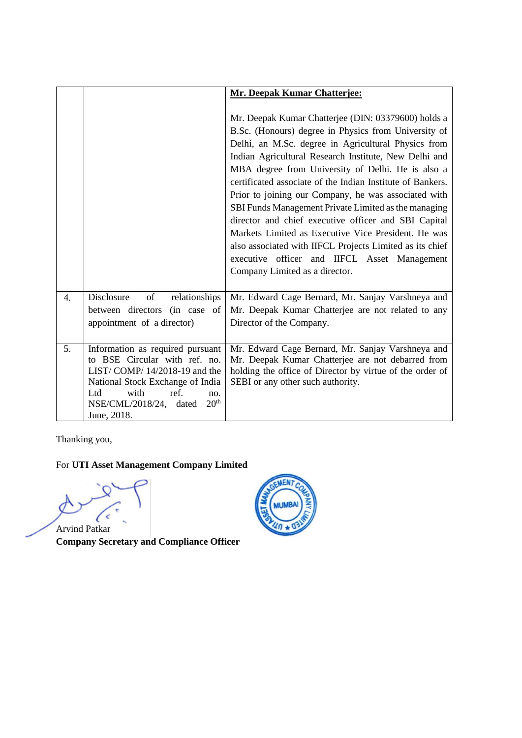| | | |
|---|---|---|
| | | **Mr. Deepak Kumar Chatterjee:**<br><br>Mr. Deepak Kumar Chatterjee (DIN: 03379600) holds a B.Sc. (Honours) degree in Physics from University of Delhi, an M.Sc. degree in Agricultural Physics from Indian Agricultural Research Institute, New Delhi and MBA degree from University of Delhi. He is also a certificated associate of the Indian Institute of Bankers. Prior to joining our Company, he was associated with SBI Funds Management Private Limited as the managing director and chief executive officer and SBI Capital Markets Limited as Executive Vice President. He was also associated with IIFCL Projects Limited as its chief executive officer and IIFCL Asset Management Company Limited as a director. |
| 4. | Disclosure of relationships between directors (in case of appointment of a director) | Mr. Edward Cage Bernard, Mr. Sanjay Varshneya and Mr. Deepak Kumar Chatterjee are not related to any Director of the Company. |
| 5. | Information as required pursuant to BSE Circular with ref. no. LIST/ COMP/ 14/2018-19 and the National Stock Exchange of India Ltd with ref. no. NSE/CML/2018/24, dated 20th June, 2018. | Mr. Edward Cage Bernard, Mr. Sanjay Varshneya and Mr. Deepak Kumar Chatterjee are not debarred from holding the office of Director by virtue of the order of SEBI or any other such authority. |

Thanking you,

For **UTI Asset Management Company Limited**

Arvind Patkar
**Company Secretary and Compliance Officer**